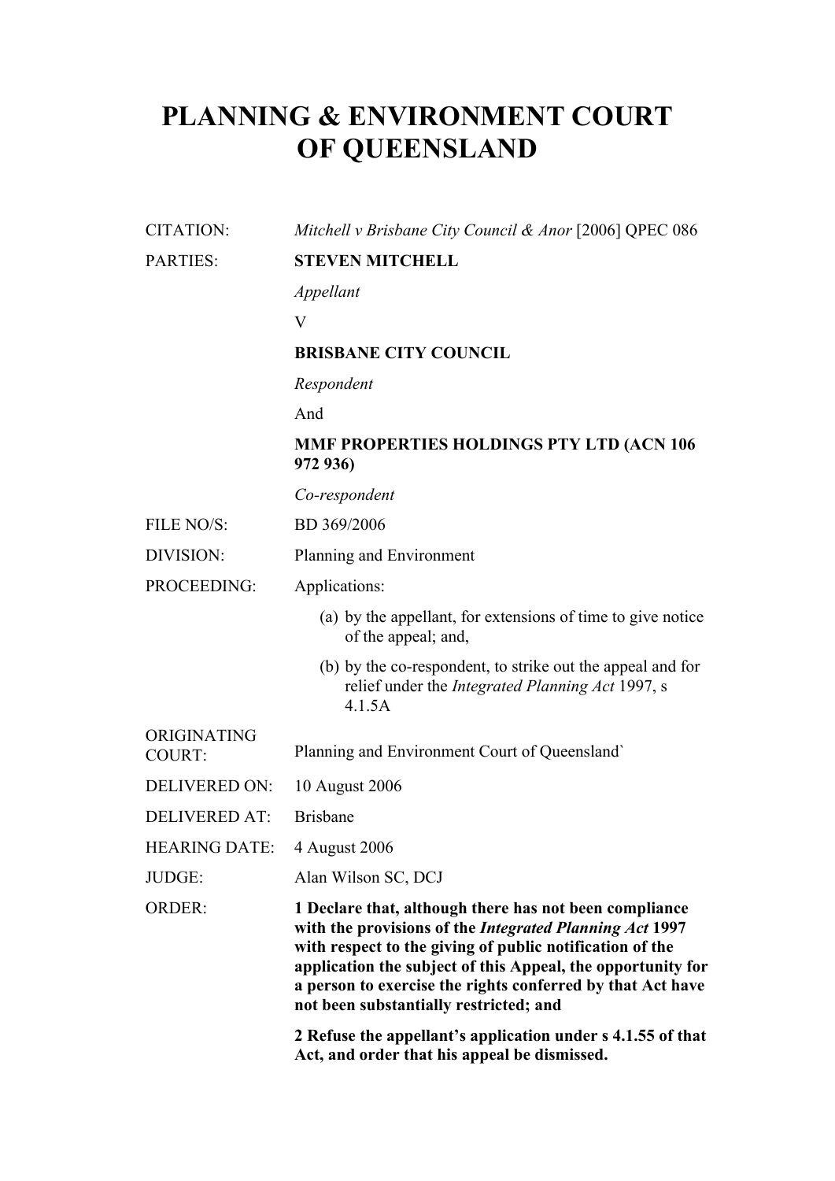# PLANNING & ENVIRONMENT COURT OF QUEENSLAND

| | |
|---|---|
| CITATION: | *Mitchell v Brisbane City Council & Anor* [2006] QPEC 086 |
| PARTIES: | **STEVEN MITCHELL**<br>*Appellant*<br>V<br>**BRISBANE CITY COUNCIL**<br>*Respondent*<br>And<br>**MMF PROPERTIES HOLDINGS PTY LTD (ACN 106 972 936)**<br>*Co-respondent* |
| FILE NO/S: | BD 369/2006 |
| DIVISION: | Planning and Environment |
| PROCEEDING: | Applications:<br>(a) by the appellant, for extensions of time to give notice of the appeal; and,<br>(b) by the co-respondent, to strike out the appeal and for relief under the *Integrated Planning Act* 1997, s 4.1.5A |
| ORIGINATING COURT: | Planning and Environment Court of Queensland` |
| DELIVERED ON: | 10 August 2006 |
| DELIVERED AT: | Brisbane |
| HEARING DATE: | 4 August 2006 |
| JUDGE: | Alan Wilson SC, DCJ |
| ORDER: | **1 Declare that, although there has not been compliance with the provisions of the *Integrated Planning Act* 1997 with respect to the giving of public notification of the application the subject of this Appeal, the opportunity for a person to exercise the rights conferred by that Act have not been substantially restricted; and**<br>**2 Refuse the appellant's application under s 4.1.55 of that Act, and order that his appeal be dismissed.** |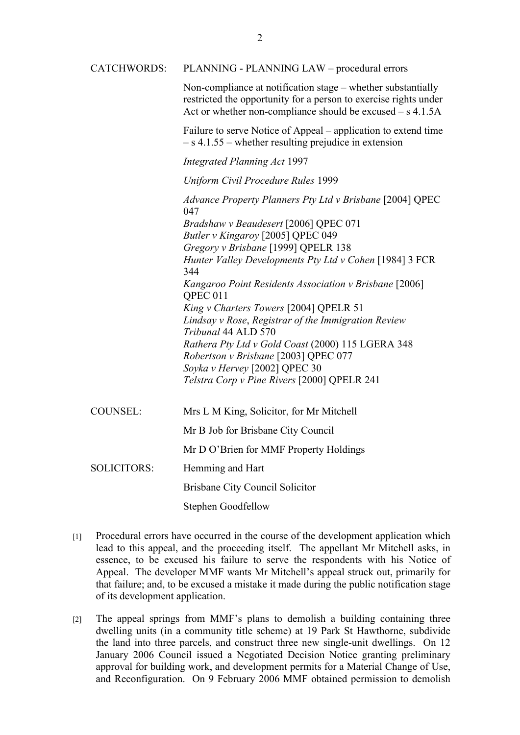| | |
|---|---|
| CATCHWORDS: | PLANNING - PLANNING LAW – procedural errors |
| | Non-compliance at notification stage – whether substantially restricted the opportunity for a person to exercise rights under Act or whether non-compliance should be excused – s 4.1.5A |
| | Failure to serve Notice of Appeal – application to extend time – s 4.1.55 – whether resulting prejudice in extension |
| | *Integrated Planning Act* 1997 |
| | *Uniform Civil Procedure Rules* 1999 |
| | *Advance Property Planners Pty Ltd v Brisbane* [2004] QPEC 047<br>*Bradshaw v Beaudesert* [2006] QPEC 071<br>*Butler v Kingaroy* [2005] QPEC 049<br>*Gregory v Brisbane* [1999] QPELR 138<br>*Hunter Valley Developments Pty Ltd v Cohen* [1984] 3 FCR 344<br>*Kangaroo Point Residents Association v Brisbane* [2006] QPEC 011<br>*King v Charters Towers* [2004] QPELR 51<br>*Lindsay v Rose*, *Registrar of the Immigration Review Tribunal* 44 ALD 570<br>*Rathera Pty Ltd v Gold Coast* (2000) 115 LGERA 348<br>*Robertson v Brisbane* [2003] QPEC 077<br>*Soyka v Hervey* [2002] QPEC 30<br>*Telstra Corp v Pine Rivers* [2000] QPELR 241 |
| COUNSEL: | Mrs L M King, Solicitor, for Mr Mitchell |
| | Mr B Job for Brisbane City Council |
| | Mr D O'Brien for MMF Property Holdings |
| SOLICITORS: | Hemming and Hart |
| | Brisbane City Council Solicitor |
| | Stephen Goodfellow |

[1] Procedural errors have occurred in the course of the development application which lead to this appeal, and the proceeding itself. The appellant Mr Mitchell asks, in essence, to be excused his failure to serve the respondents with his Notice of Appeal. The developer MMF wants Mr Mitchell's appeal struck out, primarily for that failure; and, to be excused a mistake it made during the public notification stage of its development application.

[2] The appeal springs from MMF's plans to demolish a building containing three dwelling units (in a community title scheme) at 19 Park St Hawthorne, subdivide the land into three parcels, and construct three new single-unit dwellings. On 12 January 2006 Council issued a Negotiated Decision Notice granting preliminary approval for building work, and development permits for a Material Change of Use, and Reconfiguration. On 9 February 2006 MMF obtained permission to demolish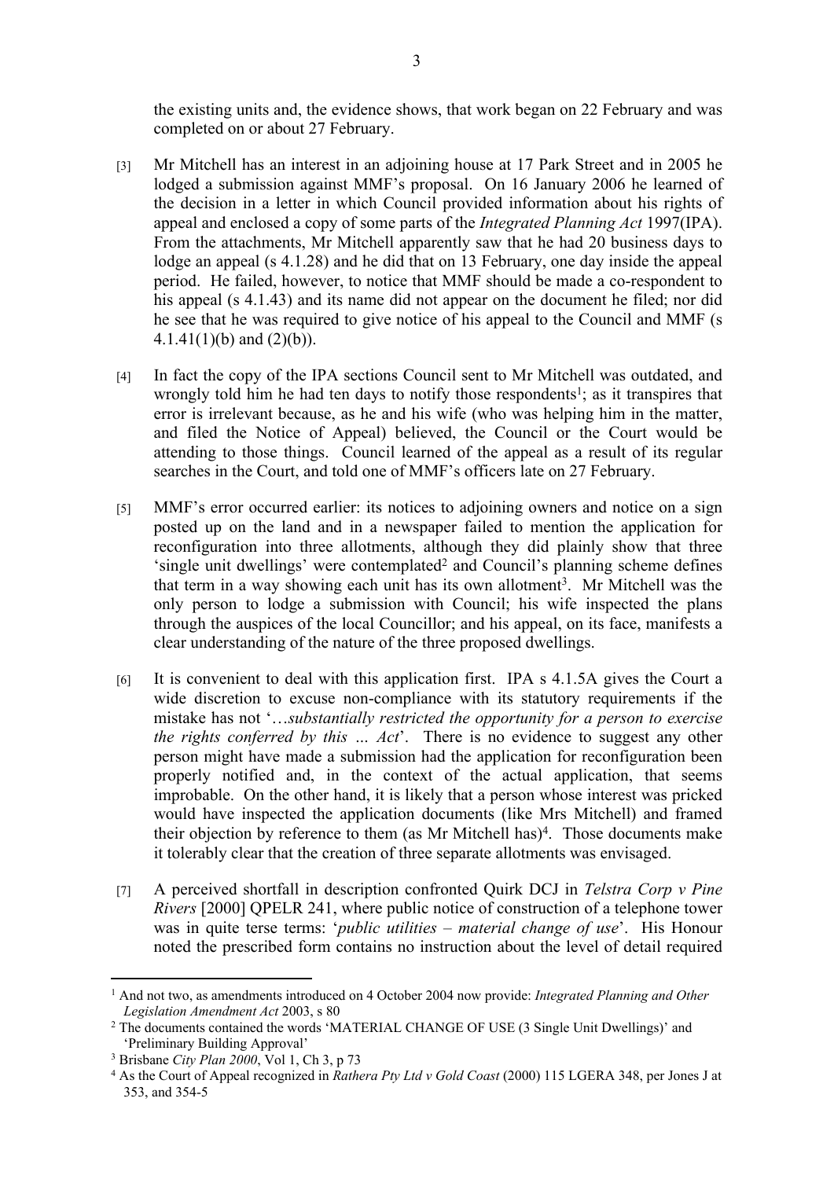the existing units and, the evidence shows, that work began on 22 February and was completed on or about 27 February.

[3] Mr Mitchell has an interest in an adjoining house at 17 Park Street and in 2005 he lodged a submission against MMF's proposal. On 16 January 2006 he learned of the decision in a letter in which Council provided information about his rights of appeal and enclosed a copy of some parts of the *Integrated Planning Act* 1997(IPA). From the attachments, Mr Mitchell apparently saw that he had 20 business days to lodge an appeal (s 4.1.28) and he did that on 13 February, one day inside the appeal period. He failed, however, to notice that MMF should be made a co-respondent to his appeal (s 4.1.43) and its name did not appear on the document he filed; nor did he see that he was required to give notice of his appeal to the Council and MMF (s 4.1.41(1)(b) and (2)(b)).

[4] In fact the copy of the IPA sections Council sent to Mr Mitchell was outdated, and wrongly told him he had ten days to notify those respondents[1]; as it transpires that error is irrelevant because, as he and his wife (who was helping him in the matter, and filed the Notice of Appeal) believed, the Council or the Court would be attending to those things. Council learned of the appeal as a result of its regular searches in the Court, and told one of MMF's officers late on 27 February.

[5] MMF's error occurred earlier: its notices to adjoining owners and notice on a sign posted up on the land and in a newspaper failed to mention the application for reconfiguration into three allotments, although they did plainly show that three 'single unit dwellings' were contemplated[2] and Council's planning scheme defines that term in a way showing each unit has its own allotment[3]. Mr Mitchell was the only person to lodge a submission with Council; his wife inspected the plans through the auspices of the local Councillor; and his appeal, on its face, manifests a clear understanding of the nature of the three proposed dwellings.

[6] It is convenient to deal with this application first. IPA s 4.1.5A gives the Court a wide discretion to excuse non-compliance with its statutory requirements if the mistake has not '…*substantially restricted the opportunity for a person to exercise the rights conferred by this … Act*'. There is no evidence to suggest any other person might have made a submission had the application for reconfiguration been properly notified and, in the context of the actual application, that seems improbable. On the other hand, it is likely that a person whose interest was pricked would have inspected the application documents (like Mrs Mitchell) and framed their objection by reference to them (as Mr Mitchell has)[4]. Those documents make it tolerably clear that the creation of three separate allotments was envisaged.

[7] A perceived shortfall in description confronted Quirk DCJ in *Telstra Corp v Pine Rivers* [2000] QPELR 241, where public notice of construction of a telephone tower was in quite terse terms: '*public utilities – material change of use*'. His Honour noted the prescribed form contains no instruction about the level of detail required

---

[1] And not two, as amendments introduced on 4 October 2004 now provide: *Integrated Planning and Other Legislation Amendment Act* 2003, s 80

[2] The documents contained the words 'MATERIAL CHANGE OF USE (3 Single Unit Dwellings)' and 'Preliminary Building Approval'

[3] Brisbane *City Plan 2000*, Vol 1, Ch 3, p 73

[4] As the Court of Appeal recognized in *Rathera Pty Ltd v Gold Coast* (2000) 115 LGERA 348, per Jones J at 353, and 354-5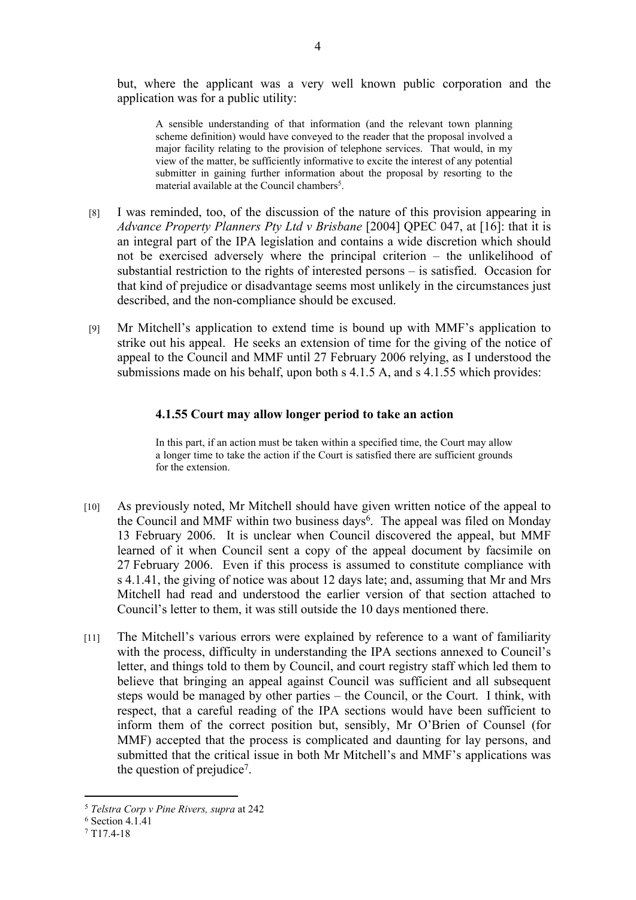but, where the applicant was a very well known public corporation and the application was for a public utility:

> A sensible understanding of that information (and the relevant town planning scheme definition) would have conveyed to the reader that the proposal involved a major facility relating to the provision of telephone services. That would, in my view of the matter, be sufficiently informative to excite the interest of any potential submitter in gaining further information about the proposal by resorting to the material available at the Council chambers[5].

[8] I was reminded, too, of the discussion of the nature of this provision appearing in *Advance Property Planners Pty Ltd v Brisbane* [2004] QPEC 047, at [16]: that it is an integral part of the IPA legislation and contains a wide discretion which should not be exercised adversely where the principal criterion – the unlikelihood of substantial restriction to the rights of interested persons – is satisfied. Occasion for that kind of prejudice or disadvantage seems most unlikely in the circumstances just described, and the non-compliance should be excused.

[9] Mr Mitchell's application to extend time is bound up with MMF's application to strike out his appeal. He seeks an extension of time for the giving of the notice of appeal to the Council and MMF until 27 February 2006 relying, as I understood the submissions made on his behalf, upon both s 4.1.5 A, and s 4.1.55 which provides:

> **4.1.55 Court may allow longer period to take an action**
>
> In this part, if an action must be taken within a specified time, the Court may allow a longer time to take the action if the Court is satisfied there are sufficient grounds for the extension.

[10] As previously noted, Mr Mitchell should have given written notice of the appeal to the Council and MMF within two business days[6]. The appeal was filed on Monday 13 February 2006. It is unclear when Council discovered the appeal, but MMF learned of it when Council sent a copy of the appeal document by facsimile on 27 February 2006. Even if this process is assumed to constitute compliance with s 4.1.41, the giving of notice was about 12 days late; and, assuming that Mr and Mrs Mitchell had read and understood the earlier version of that section attached to Council's letter to them, it was still outside the 10 days mentioned there.

[11] The Mitchell's various errors were explained by reference to a want of familiarity with the process, difficulty in understanding the IPA sections annexed to Council's letter, and things told to them by Council, and court registry staff which led them to believe that bringing an appeal against Council was sufficient and all subsequent steps would be managed by other parties – the Council, or the Court. I think, with respect, that a careful reading of the IPA sections would have been sufficient to inform them of the correct position but, sensibly, Mr O'Brien of Counsel (for MMF) accepted that the process is complicated and daunting for lay persons, and submitted that the critical issue in both Mr Mitchell's and MMF's applications was the question of prejudice[7].

---

[5] *Telstra Corp v Pine Rivers, supra* at 242

[6] Section 4.1.41

[7] T17.4-18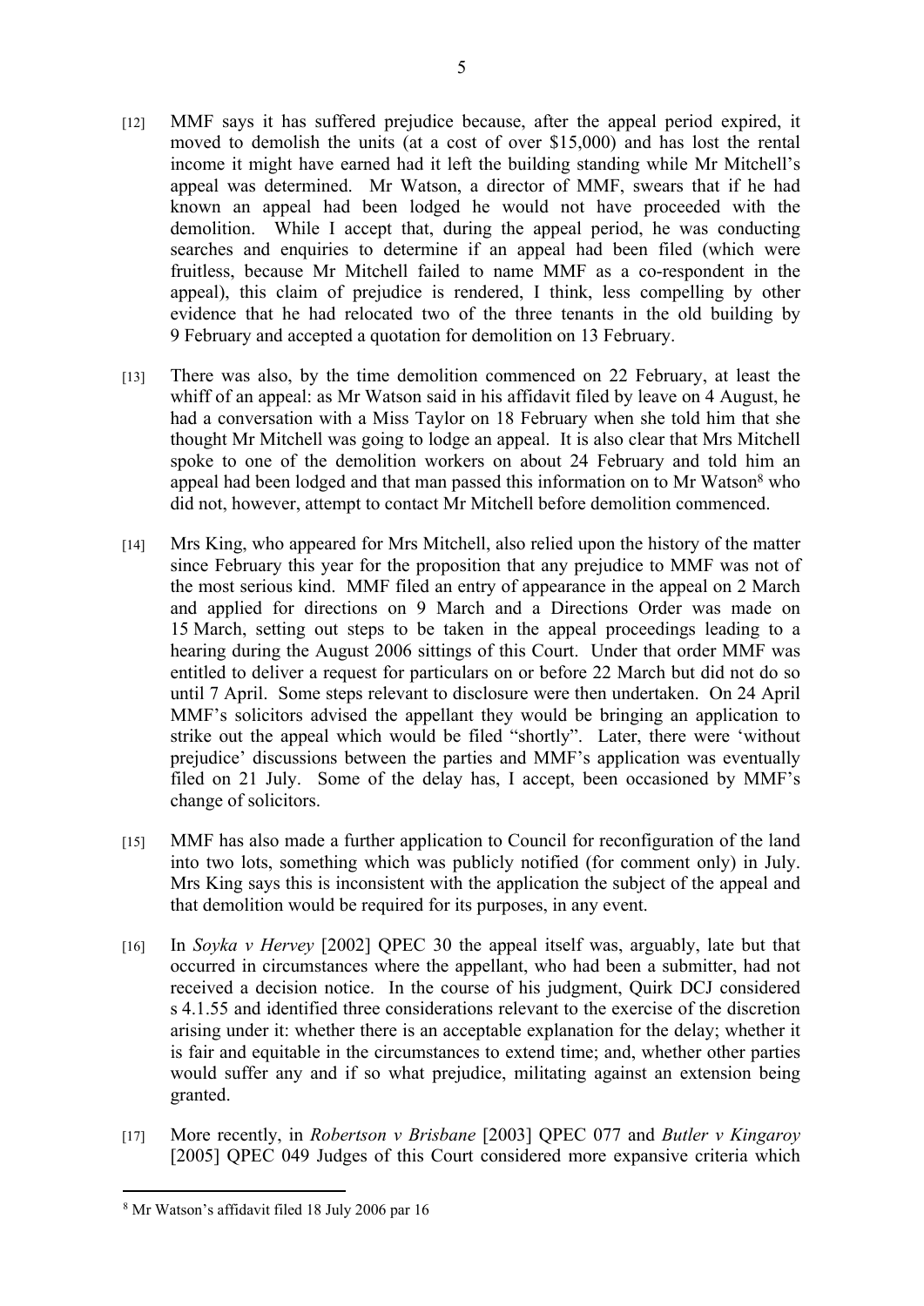[12] MMF says it has suffered prejudice because, after the appeal period expired, it moved to demolish the units (at a cost of over $15,000) and has lost the rental income it might have earned had it left the building standing while Mr Mitchell's appeal was determined. Mr Watson, a director of MMF, swears that if he had known an appeal had been lodged he would not have proceeded with the demolition. While I accept that, during the appeal period, he was conducting searches and enquiries to determine if an appeal had been filed (which were fruitless, because Mr Mitchell failed to name MMF as a co-respondent in the appeal), this claim of prejudice is rendered, I think, less compelling by other evidence that he had relocated two of the three tenants in the old building by 9 February and accepted a quotation for demolition on 13 February.

[13] There was also, by the time demolition commenced on 22 February, at least the whiff of an appeal: as Mr Watson said in his affidavit filed by leave on 4 August, he had a conversation with a Miss Taylor on 18 February when she told him that she thought Mr Mitchell was going to lodge an appeal. It is also clear that Mrs Mitchell spoke to one of the demolition workers on about 24 February and told him an appeal had been lodged and that man passed this information on to Mr Watson[8] who did not, however, attempt to contact Mr Mitchell before demolition commenced.

[14] Mrs King, who appeared for Mrs Mitchell, also relied upon the history of the matter since February this year for the proposition that any prejudice to MMF was not of the most serious kind. MMF filed an entry of appearance in the appeal on 2 March and applied for directions on 9 March and a Directions Order was made on 15 March, setting out steps to be taken in the appeal proceedings leading to a hearing during the August 2006 sittings of this Court. Under that order MMF was entitled to deliver a request for particulars on or before 22 March but did not do so until 7 April. Some steps relevant to disclosure were then undertaken. On 24 April MMF's solicitors advised the appellant they would be bringing an application to strike out the appeal which would be filed "shortly". Later, there were 'without prejudice' discussions between the parties and MMF's application was eventually filed on 21 July. Some of the delay has, I accept, been occasioned by MMF's change of solicitors.

[15] MMF has also made a further application to Council for reconfiguration of the land into two lots, something which was publicly notified (for comment only) in July. Mrs King says this is inconsistent with the application the subject of the appeal and that demolition would be required for its purposes, in any event.

[16] In *Soyka v Hervey* [2002] QPEC 30 the appeal itself was, arguably, late but that occurred in circumstances where the appellant, who had been a submitter, had not received a decision notice. In the course of his judgment, Quirk DCJ considered s 4.1.55 and identified three considerations relevant to the exercise of the discretion arising under it: whether there is an acceptable explanation for the delay; whether it is fair and equitable in the circumstances to extend time; and, whether other parties would suffer any and if so what prejudice, militating against an extension being granted.

[17] More recently, in *Robertson v Brisbane* [2003] QPEC 077 and *Butler v Kingaroy* [2005] QPEC 049 Judges of this Court considered more expansive criteria which

---

[8] Mr Watson's affidavit filed 18 July 2006 par 16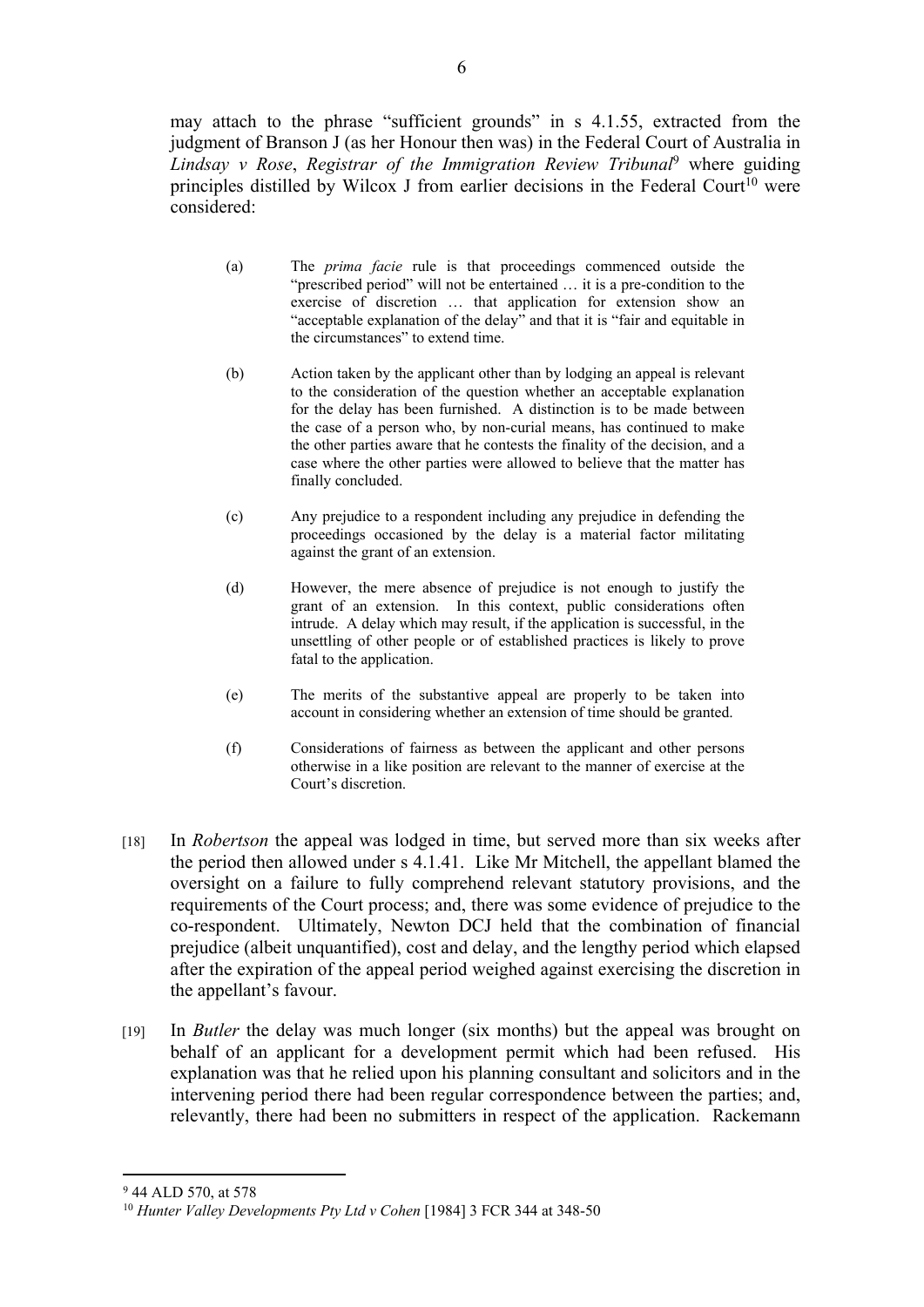may attach to the phrase "sufficient grounds" in s 4.1.55, extracted from the judgment of Branson J (as her Honour then was) in the Federal Court of Australia in *Lindsay v Rose*, *Registrar of the Immigration Review Tribunal*[9] where guiding principles distilled by Wilcox J from earlier decisions in the Federal Court[10] were considered:

> (a) The *prima facie* rule is that proceedings commenced outside the "prescribed period" will not be entertained … it is a pre-condition to the exercise of discretion … that application for extension show an "acceptable explanation of the delay" and that it is "fair and equitable in the circumstances" to extend time.
>
> (b) Action taken by the applicant other than by lodging an appeal is relevant to the consideration of the question whether an acceptable explanation for the delay has been furnished. A distinction is to be made between the case of a person who, by non-curial means, has continued to make the other parties aware that he contests the finality of the decision, and a case where the other parties were allowed to believe that the matter has finally concluded.
>
> (c) Any prejudice to a respondent including any prejudice in defending the proceedings occasioned by the delay is a material factor militating against the grant of an extension.
>
> (d) However, the mere absence of prejudice is not enough to justify the grant of an extension. In this context, public considerations often intrude. A delay which may result, if the application is successful, in the unsettling of other people or of established practices is likely to prove fatal to the application.
>
> (e) The merits of the substantive appeal are properly to be taken into account in considering whether an extension of time should be granted.
>
> (f) Considerations of fairness as between the applicant and other persons otherwise in a like position are relevant to the manner of exercise at the Court's discretion.

[18] In *Robertson* the appeal was lodged in time, but served more than six weeks after the period then allowed under s 4.1.41. Like Mr Mitchell, the appellant blamed the oversight on a failure to fully comprehend relevant statutory provisions, and the requirements of the Court process; and, there was some evidence of prejudice to the co-respondent. Ultimately, Newton DCJ held that the combination of financial prejudice (albeit unquantified), cost and delay, and the lengthy period which elapsed after the expiration of the appeal period weighed against exercising the discretion in the appellant's favour.

[19] In *Butler* the delay was much longer (six months) but the appeal was brought on behalf of an applicant for a development permit which had been refused. His explanation was that he relied upon his planning consultant and solicitors and in the intervening period there had been regular correspondence between the parties; and, relevantly, there had been no submitters in respect of the application. Rackemann

---

[9] 44 ALD 570, at 578

[10] *Hunter Valley Developments Pty Ltd v Cohen* [1984] 3 FCR 344 at 348-50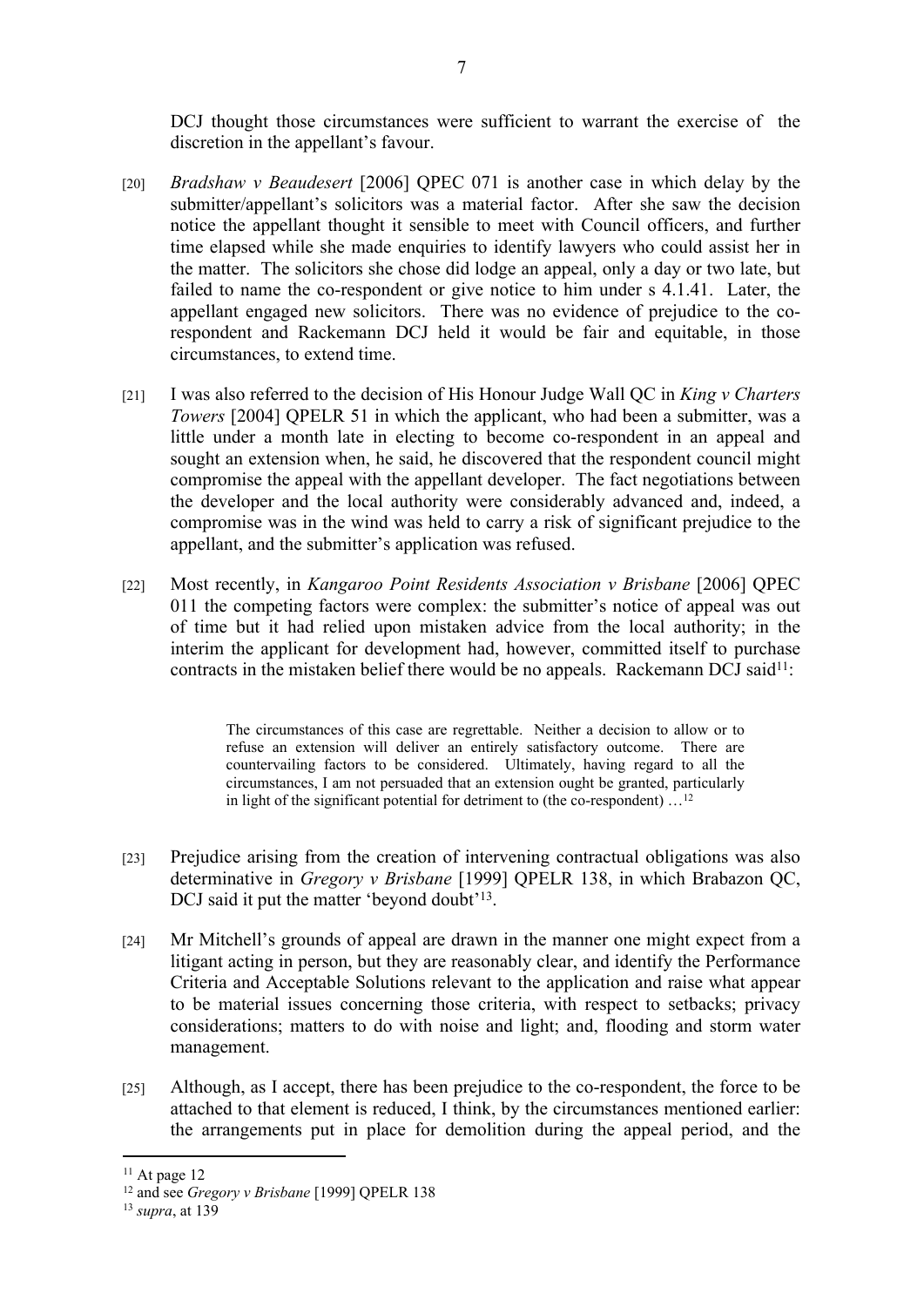DCJ thought those circumstances were sufficient to warrant the exercise of the discretion in the appellant's favour.

[20] *Bradshaw v Beaudesert* [2006] QPEC 071 is another case in which delay by the submitter/appellant's solicitors was a material factor. After she saw the decision notice the appellant thought it sensible to meet with Council officers, and further time elapsed while she made enquiries to identify lawyers who could assist her in the matter. The solicitors she chose did lodge an appeal, only a day or two late, but failed to name the co-respondent or give notice to him under s 4.1.41. Later, the appellant engaged new solicitors. There was no evidence of prejudice to the co-respondent and Rackemann DCJ held it would be fair and equitable, in those circumstances, to extend time.

[21] I was also referred to the decision of His Honour Judge Wall QC in *King v Charters Towers* [2004] QPELR 51 in which the applicant, who had been a submitter, was a little under a month late in electing to become co-respondent in an appeal and sought an extension when, he said, he discovered that the respondent council might compromise the appeal with the appellant developer. The fact negotiations between the developer and the local authority were considerably advanced and, indeed, a compromise was in the wind was held to carry a risk of significant prejudice to the appellant, and the submitter's application was refused.

[22] Most recently, in *Kangaroo Point Residents Association v Brisbane* [2006] QPEC 011 the competing factors were complex: the submitter's notice of appeal was out of time but it had relied upon mistaken advice from the local authority; in the interim the applicant for development had, however, committed itself to purchase contracts in the mistaken belief there would be no appeals. Rackemann DCJ said[11]:

> The circumstances of this case are regrettable. Neither a decision to allow or to refuse an extension will deliver an entirely satisfactory outcome. There are countervailing factors to be considered. Ultimately, having regard to all the circumstances, I am not persuaded that an extension ought be granted, particularly in light of the significant potential for detriment to (the co-respondent) …[12]

[23] Prejudice arising from the creation of intervening contractual obligations was also determinative in *Gregory v Brisbane* [1999] QPELR 138, in which Brabazon QC, DCJ said it put the matter 'beyond doubt'[13].

[24] Mr Mitchell's grounds of appeal are drawn in the manner one might expect from a litigant acting in person, but they are reasonably clear, and identify the Performance Criteria and Acceptable Solutions relevant to the application and raise what appear to be material issues concerning those criteria, with respect to setbacks; privacy considerations; matters to do with noise and light; and, flooding and storm water management.

[25] Although, as I accept, there has been prejudice to the co-respondent, the force to be attached to that element is reduced, I think, by the circumstances mentioned earlier: the arrangements put in place for demolition during the appeal period, and the

---

[11] At page 12

[12] and see *Gregory v Brisbane* [1999] QPELR 138

[13] *supra*, at 139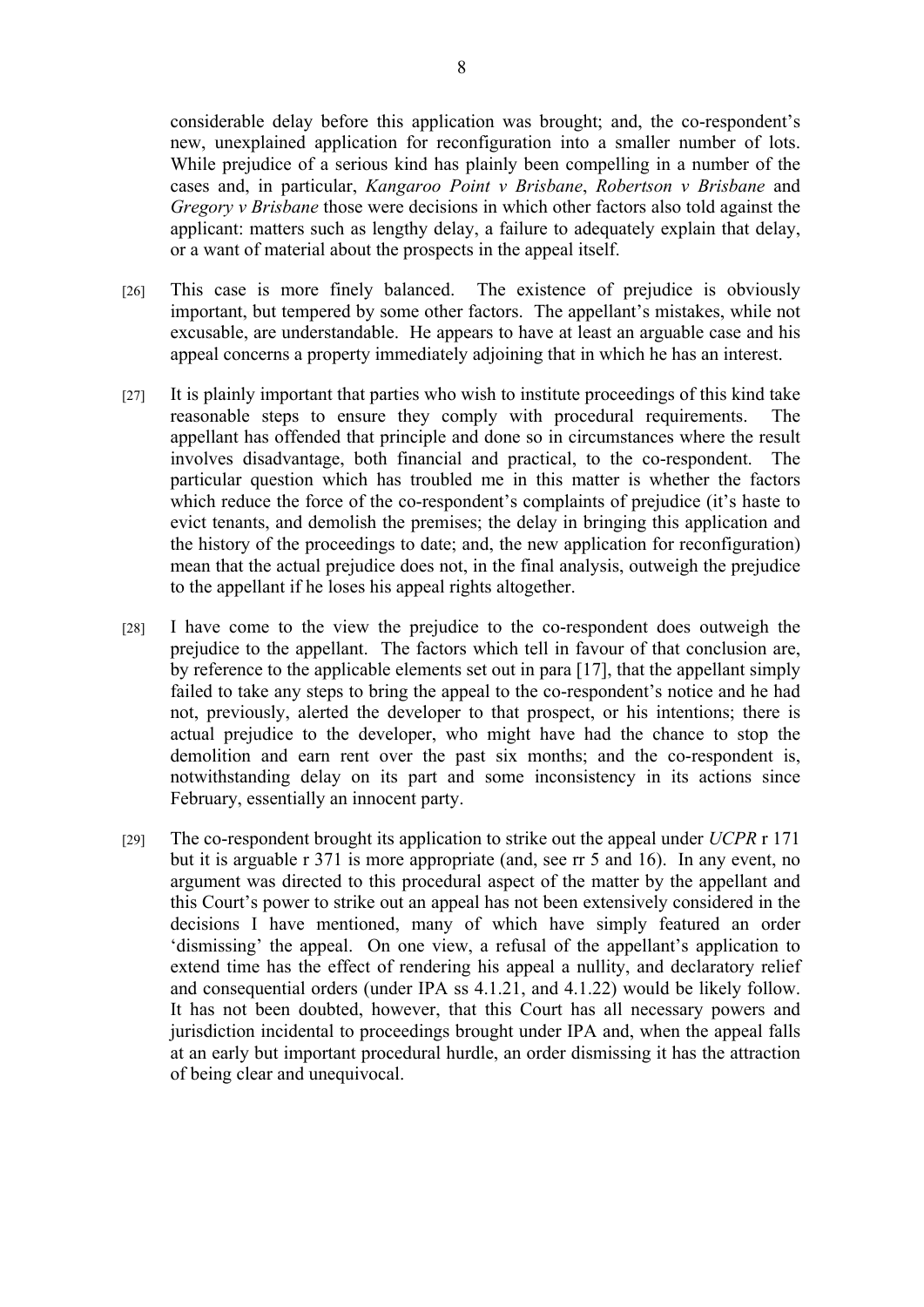considerable delay before this application was brought; and, the co-respondent's new, unexplained application for reconfiguration into a smaller number of lots. While prejudice of a serious kind has plainly been compelling in a number of the cases and, in particular, *Kangaroo Point v Brisbane*, *Robertson v Brisbane* and *Gregory v Brisbane* those were decisions in which other factors also told against the applicant: matters such as lengthy delay, a failure to adequately explain that delay, or a want of material about the prospects in the appeal itself.

[26] This case is more finely balanced. The existence of prejudice is obviously important, but tempered by some other factors. The appellant's mistakes, while not excusable, are understandable. He appears to have at least an arguable case and his appeal concerns a property immediately adjoining that in which he has an interest.

[27] It is plainly important that parties who wish to institute proceedings of this kind take reasonable steps to ensure they comply with procedural requirements. The appellant has offended that principle and done so in circumstances where the result involves disadvantage, both financial and practical, to the co-respondent. The particular question which has troubled me in this matter is whether the factors which reduce the force of the co-respondent's complaints of prejudice (it's haste to evict tenants, and demolish the premises; the delay in bringing this application and the history of the proceedings to date; and, the new application for reconfiguration) mean that the actual prejudice does not, in the final analysis, outweigh the prejudice to the appellant if he loses his appeal rights altogether.

[28] I have come to the view the prejudice to the co-respondent does outweigh the prejudice to the appellant. The factors which tell in favour of that conclusion are, by reference to the applicable elements set out in para [17], that the appellant simply failed to take any steps to bring the appeal to the co-respondent's notice and he had not, previously, alerted the developer to that prospect, or his intentions; there is actual prejudice to the developer, who might have had the chance to stop the demolition and earn rent over the past six months; and the co-respondent is, notwithstanding delay on its part and some inconsistency in its actions since February, essentially an innocent party.

[29] The co-respondent brought its application to strike out the appeal under *UCPR* r 171 but it is arguable r 371 is more appropriate (and, see rr 5 and 16). In any event, no argument was directed to this procedural aspect of the matter by the appellant and this Court's power to strike out an appeal has not been extensively considered in the decisions I have mentioned, many of which have simply featured an order 'dismissing' the appeal. On one view, a refusal of the appellant's application to extend time has the effect of rendering his appeal a nullity, and declaratory relief and consequential orders (under IPA ss 4.1.21, and 4.1.22) would be likely follow. It has not been doubted, however, that this Court has all necessary powers and jurisdiction incidental to proceedings brought under IPA and, when the appeal falls at an early but important procedural hurdle, an order dismissing it has the attraction of being clear and unequivocal.